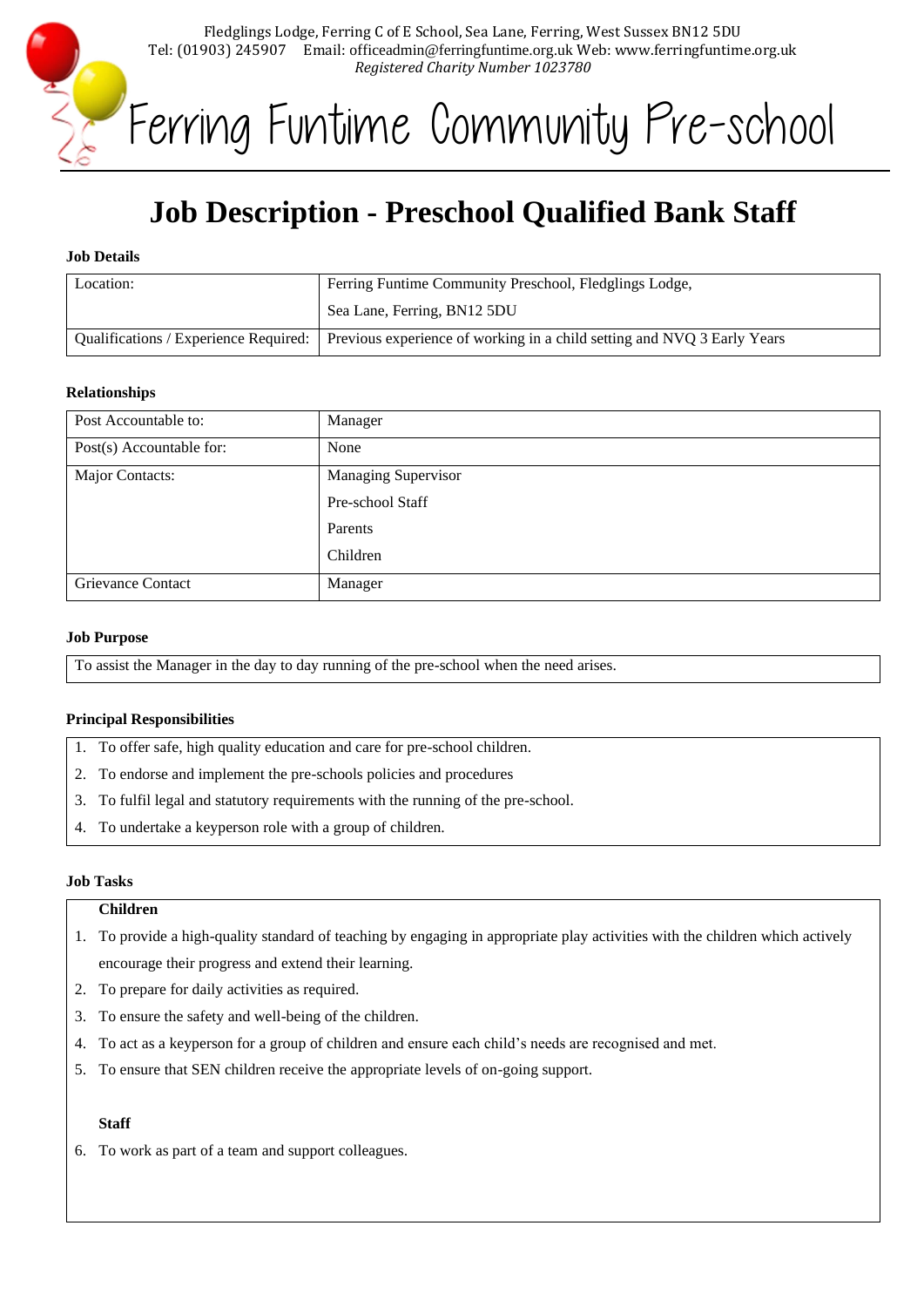Fledglings Lodge, Ferring C of E School, Sea Lane, Ferring, West Sussex BN12 5DU
Tel: (01903) 245907 Email: officeadmin@ferringfuntime.org.uk Web: www.ferringfuntime.org.uk
*Registered Charity Number 1023780*

# Ferring Funtime Community Pre-school

# Job Description - Preschool Qualified Bank Staff

**Job Details**

| | |
|---|---|
| Location: | Ferring Funtime Community Preschool, Fledglings Lodge, Sea Lane, Ferring, BN12 5DU |
| Qualifications / Experience Required: | Previous experience of working in a child setting and NVQ 3 Early Years |

**Relationships**

| | |
|---|---|
| Post Accountable to: | Manager |
| Post(s) Accountable for: | None |
| Major Contacts: | Managing Supervisor<br>Pre-school Staff<br>Parents<br>Children |
| Grievance Contact | Manager |

**Job Purpose**

To assist the Manager in the day to day running of the pre-school when the need arises.

**Principal Responsibilities**

1. To offer safe, high quality education and care for pre-school children.
2. To endorse and implement the pre-schools policies and procedures
3. To fulfil legal and statutory requirements with the running of the pre-school.
4. To undertake a keyperson role with a group of children.

**Job Tasks**

**Children**

1. To provide a high-quality standard of teaching by engaging in appropriate play activities with the children which actively encourage their progress and extend their learning.
2. To prepare for daily activities as required.
3. To ensure the safety and well-being of the children.
4. To act as a keyperson for a group of children and ensure each child's needs are recognised and met.
5. To ensure that SEN children receive the appropriate levels of on-going support.

**Staff**

6. To work as part of a team and support colleagues.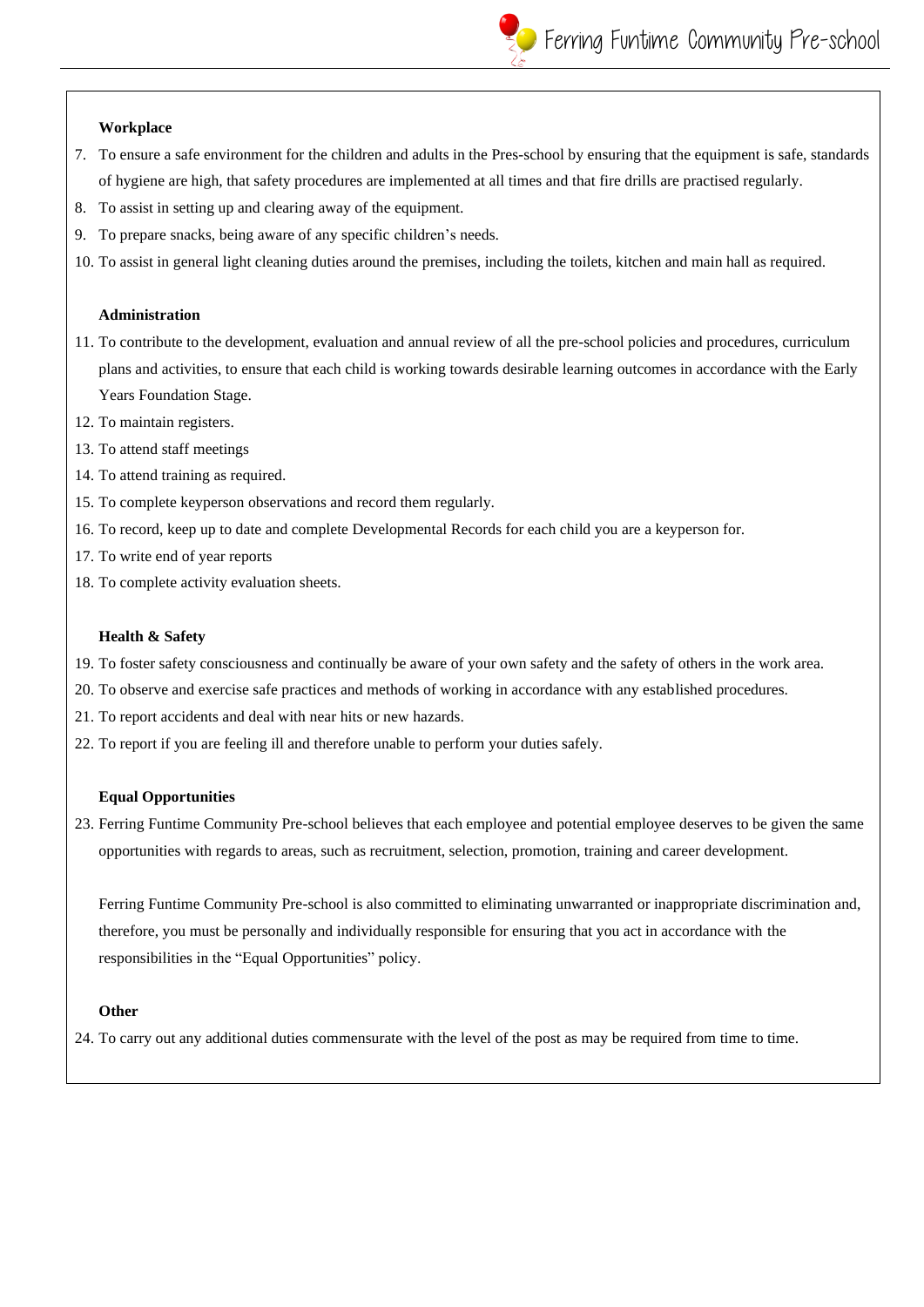**Workplace**

7. To ensure a safe environment for the children and adults in the Pres-school by ensuring that the equipment is safe, standards of hygiene are high, that safety procedures are implemented at all times and that fire drills are practised regularly.
8. To assist in setting up and clearing away of the equipment.
9. To prepare snacks, being aware of any specific children's needs.
10. To assist in general light cleaning duties around the premises, including the toilets, kitchen and main hall as required.

**Administration**

11. To contribute to the development, evaluation and annual review of all the pre-school policies and procedures, curriculum plans and activities, to ensure that each child is working towards desirable learning outcomes in accordance with the Early Years Foundation Stage.
12. To maintain registers.
13. To attend staff meetings
14. To attend training as required.
15. To complete keyperson observations and record them regularly.
16. To record, keep up to date and complete Developmental Records for each child you are a keyperson for.
17. To write end of year reports
18. To complete activity evaluation sheets.

**Health & Safety**

19. To foster safety consciousness and continually be aware of your own safety and the safety of others in the work area.
20. To observe and exercise safe practices and methods of working in accordance with any established procedures.
21. To report accidents and deal with near hits or new hazards.
22. To report if you are feeling ill and therefore unable to perform your duties safely.

**Equal Opportunities**

23. Ferring Funtime Community Pre-school believes that each employee and potential employee deserves to be given the same opportunities with regards to areas, such as recruitment, selection, promotion, training and career development.

    Ferring Funtime Community Pre-school is also committed to eliminating unwarranted or inappropriate discrimination and, therefore, you must be personally and individually responsible for ensuring that you act in accordance with the responsibilities in the "Equal Opportunities" policy.

**Other**

24. To carry out any additional duties commensurate with the level of the post as may be required from time to time.